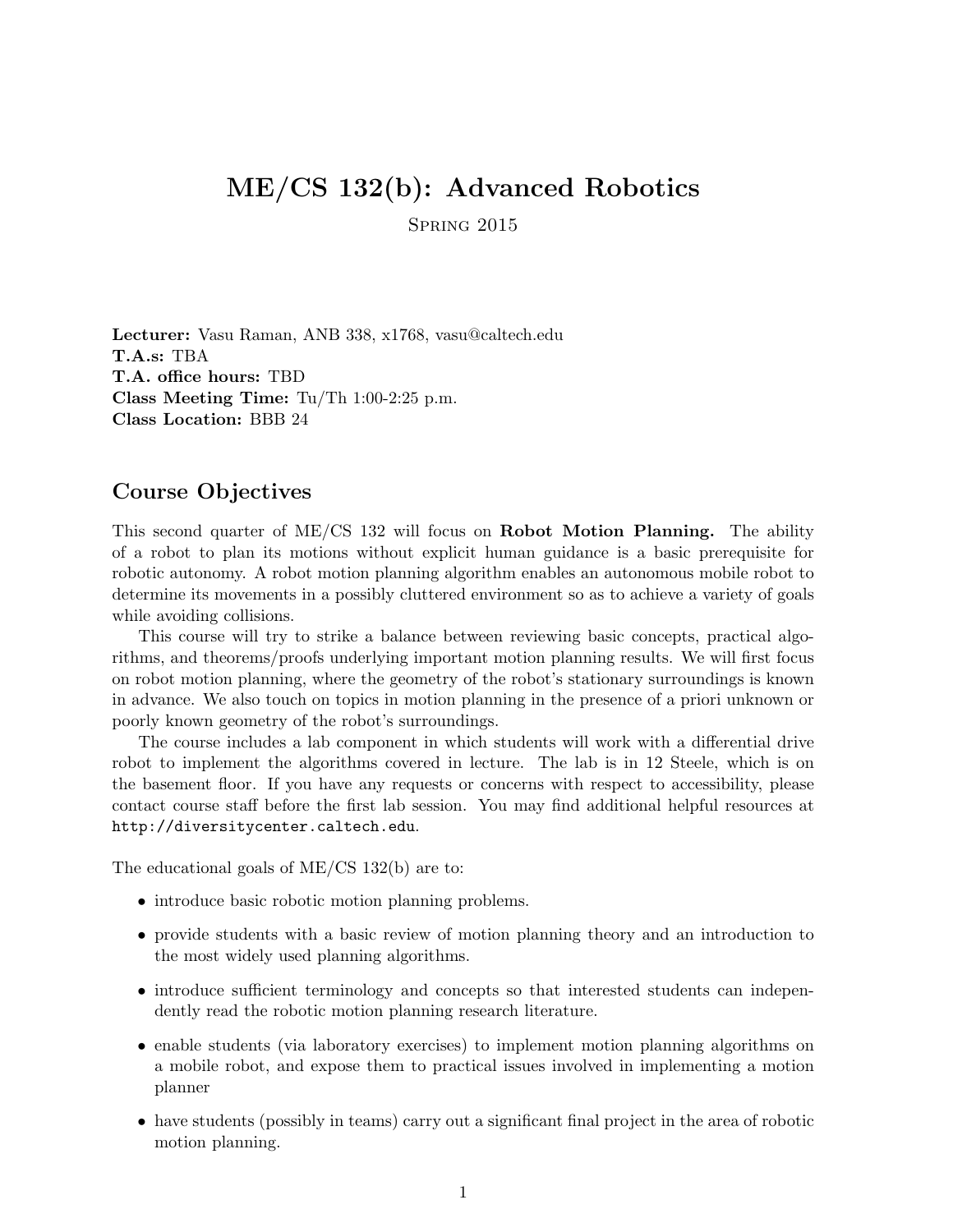# ME/CS 132(b): Advanced Robotics

Spring 2015

**Lecturer:** Vasu Raman, ANB 338, x1768, vasu@caltech.edu
**T.A.s:** TBA
**T.A. office hours:** TBD
**Class Meeting Time:** Tu/Th 1:00-2:25 p.m.
**Class Location:** BBB 24

## Course Objectives

This second quarter of ME/CS 132 will focus on **Robot Motion Planning.** The ability of a robot to plan its motions without explicit human guidance is a basic prerequisite for robotic autonomy. A robot motion planning algorithm enables an autonomous mobile robot to determine its movements in a possibly cluttered environment so as to achieve a variety of goals while avoiding collisions.

This course will try to strike a balance between reviewing basic concepts, practical algorithms, and theorems/proofs underlying important motion planning results. We will first focus on robot motion planning, where the geometry of the robot's stationary surroundings is known in advance. We also touch on topics in motion planning in the presence of a priori unknown or poorly known geometry of the robot's surroundings.

The course includes a lab component in which students will work with a differential drive robot to implement the algorithms covered in lecture. The lab is in 12 Steele, which is on the basement floor. If you have any requests or concerns with respect to accessibility, please contact course staff before the first lab session. You may find additional helpful resources at `http://diversitycenter.caltech.edu`.

The educational goals of ME/CS 132(b) are to:

- introduce basic robotic motion planning problems.
- provide students with a basic review of motion planning theory and an introduction to the most widely used planning algorithms.
- introduce sufficient terminology and concepts so that interested students can independently read the robotic motion planning research literature.
- enable students (via laboratory exercises) to implement motion planning algorithms on a mobile robot, and expose them to practical issues involved in implementing a motion planner
- have students (possibly in teams) carry out a significant final project in the area of robotic motion planning.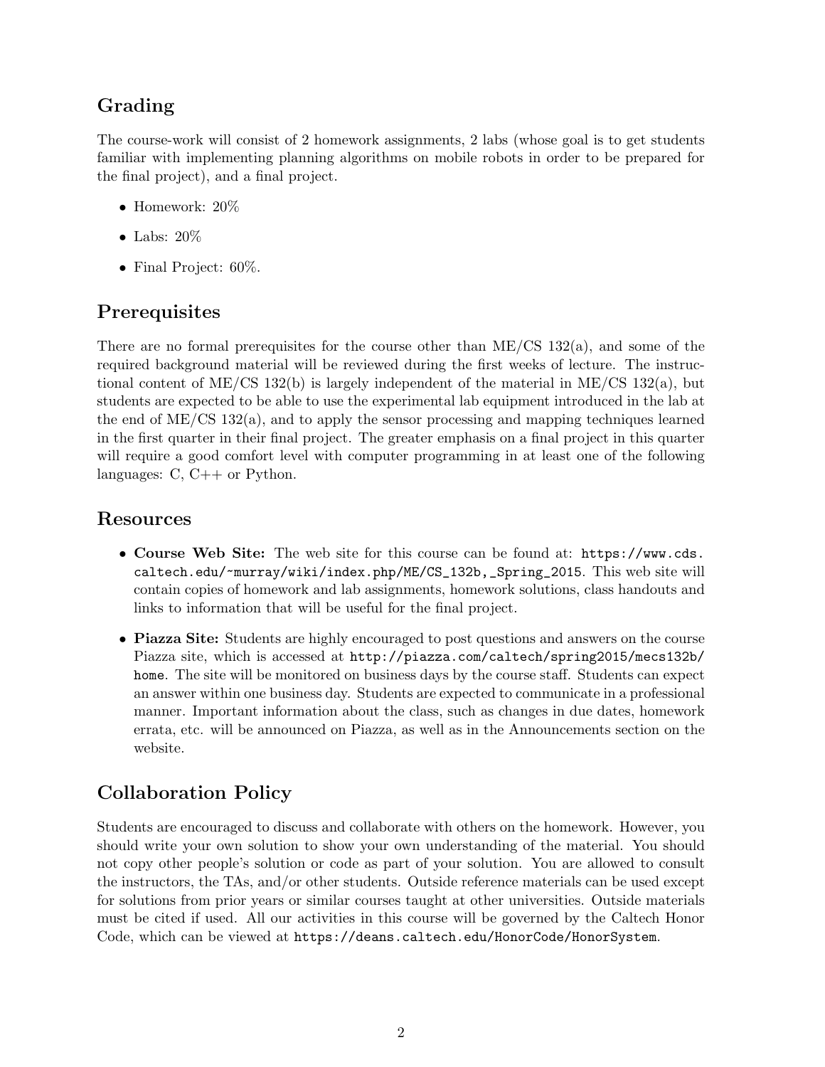## Grading

The course-work will consist of 2 homework assignments, 2 labs (whose goal is to get students familiar with implementing planning algorithms on mobile robots in order to be prepared for the final project), and a final project.

- Homework: 20%
- Labs: 20%
- Final Project: 60%.

## Prerequisites

There are no formal prerequisites for the course other than ME/CS 132(a), and some of the required background material will be reviewed during the first weeks of lecture. The instructional content of ME/CS 132(b) is largely independent of the material in ME/CS 132(a), but students are expected to be able to use the experimental lab equipment introduced in the lab at the end of ME/CS 132(a), and to apply the sensor processing and mapping techniques learned in the first quarter in their final project. The greater emphasis on a final project in this quarter will require a good comfort level with computer programming in at least one of the following languages: C, C++ or Python.

## Resources

- **Course Web Site:** The web site for this course can be found at: `https://www.cds.caltech.edu/~murray/wiki/index.php/ME/CS_132b,_Spring_2015`. This web site will contain copies of homework and lab assignments, homework solutions, class handouts and links to information that will be useful for the final project.
- **Piazza Site:** Students are highly encouraged to post questions and answers on the course Piazza site, which is accessed at `http://piazza.com/caltech/spring2015/mecs132b/home`. The site will be monitored on business days by the course staff. Students can expect an answer within one business day. Students are expected to communicate in a professional manner. Important information about the class, such as changes in due dates, homework errata, etc. will be announced on Piazza, as well as in the Announcements section on the website.

## Collaboration Policy

Students are encouraged to discuss and collaborate with others on the homework. However, you should write your own solution to show your own understanding of the material. You should not copy other people's solution or code as part of your solution. You are allowed to consult the instructors, the TAs, and/or other students. Outside reference materials can be used except for solutions from prior years or similar courses taught at other universities. Outside materials must be cited if used. All our activities in this course will be governed by the Caltech Honor Code, which can be viewed at `https://deans.caltech.edu/HonorCode/HonorSystem`.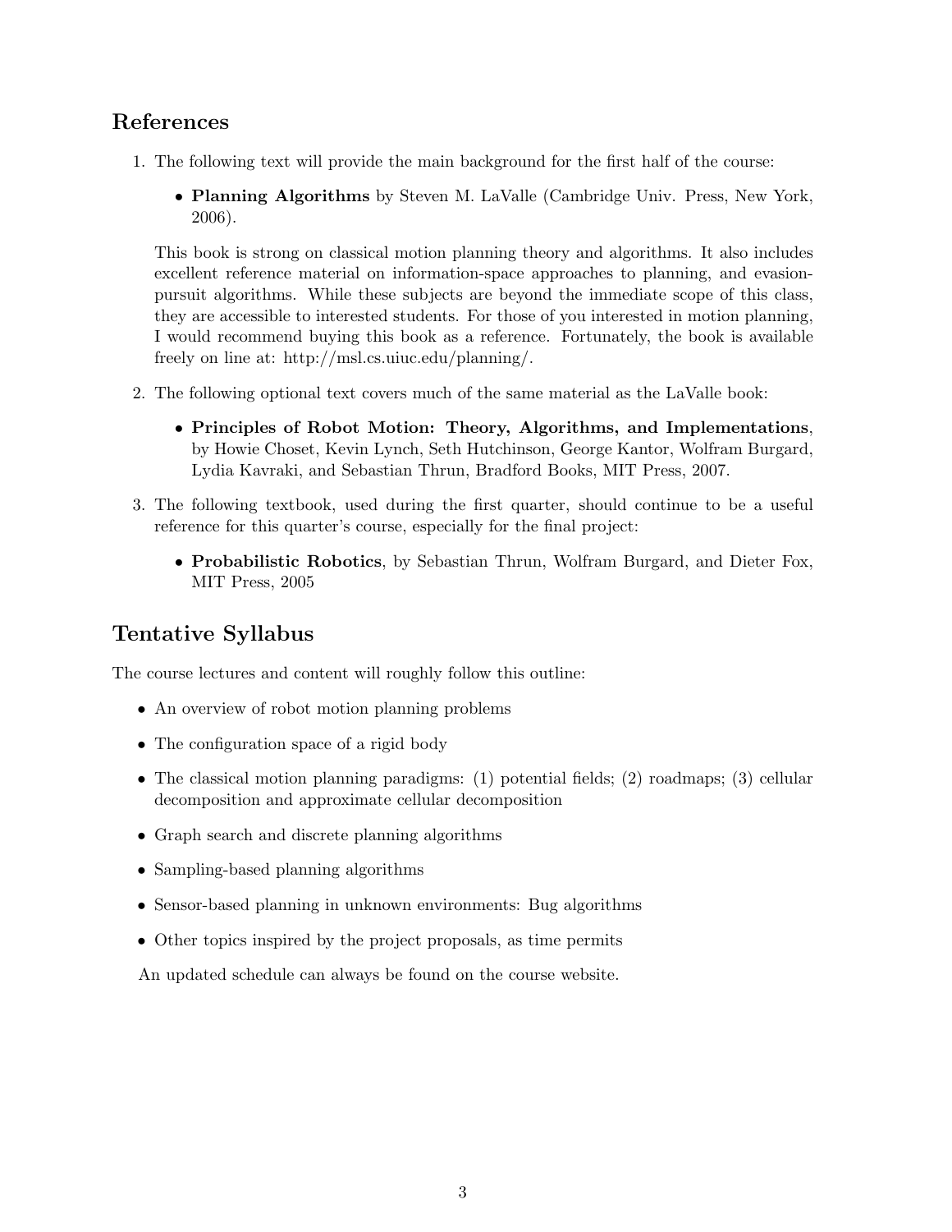## References

1. The following text will provide the main background for the first half of the course:

   - **Planning Algorithms** by Steven M. LaValle (Cambridge Univ. Press, New York, 2006).

   This book is strong on classical motion planning theory and algorithms. It also includes excellent reference material on information-space approaches to planning, and evasion-pursuit algorithms. While these subjects are beyond the immediate scope of this class, they are accessible to interested students. For those of you interested in motion planning, I would recommend buying this book as a reference. Fortunately, the book is available freely on line at: http://msl.cs.uiuc.edu/planning/.

2. The following optional text covers much of the same material as the LaValle book:

   - **Principles of Robot Motion: Theory, Algorithms, and Implementations**, by Howie Choset, Kevin Lynch, Seth Hutchinson, George Kantor, Wolfram Burgard, Lydia Kavraki, and Sebastian Thrun, Bradford Books, MIT Press, 2007.

3. The following textbook, used during the first quarter, should continue to be a useful reference for this quarter's course, especially for the final project:

   - **Probabilistic Robotics**, by Sebastian Thrun, Wolfram Burgard, and Dieter Fox, MIT Press, 2005

## Tentative Syllabus

The course lectures and content will roughly follow this outline:

- An overview of robot motion planning problems
- The configuration space of a rigid body
- The classical motion planning paradigms: (1) potential fields; (2) roadmaps; (3) cellular decomposition and approximate cellular decomposition
- Graph search and discrete planning algorithms
- Sampling-based planning algorithms
- Sensor-based planning in unknown environments: Bug algorithms
- Other topics inspired by the project proposals, as time permits

An updated schedule can always be found on the course website.